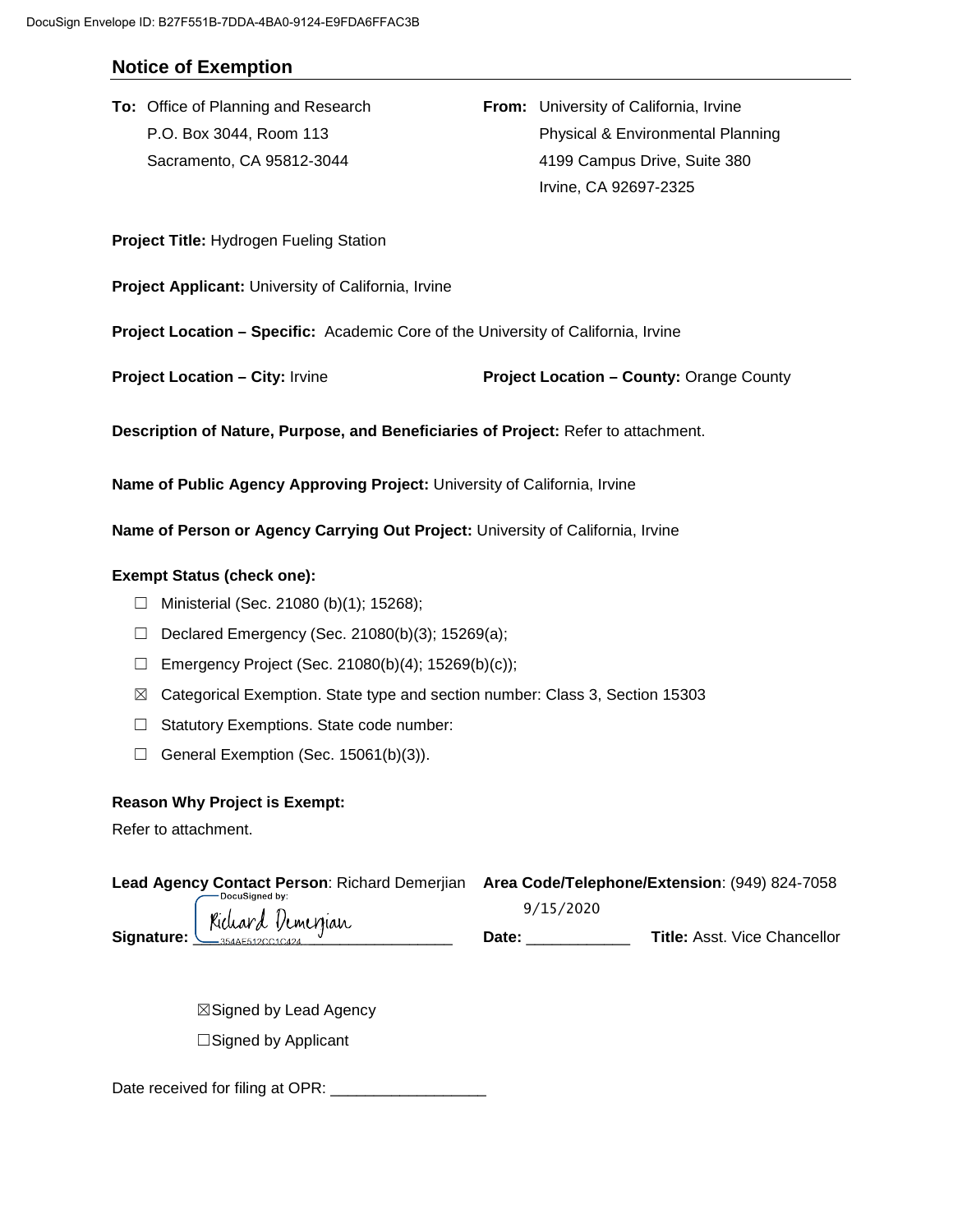DocuSign Envelope ID: B27F551B-7DDA-4BA0-9124-E9FDA6FFAC3B

## Notice of Exemption

**To:** Office of Planning and Research
P.O. Box 3044, Room 113
Sacramento, CA 95812-3044

**From:** University of California, Irvine
Physical & Environmental Planning
4199 Campus Drive, Suite 380
Irvine, CA 92697-2325

**Project Title:** Hydrogen Fueling Station

**Project Applicant:** University of California, Irvine

**Project Location – Specific:** Academic Core of the University of California, Irvine

**Project Location – City:** Irvine

**Project Location – County:** Orange County

**Description of Nature, Purpose, and Beneficiaries of Project:** Refer to attachment.

**Name of Public Agency Approving Project:** University of California, Irvine

**Name of Person or Agency Carrying Out Project:** University of California, Irvine

**Exempt Status (check one):**

- ☐ Ministerial (Sec. 21080 (b)(1); 15268);
- ☐ Declared Emergency (Sec. 21080(b)(3); 15269(a);
- ☐ Emergency Project (Sec. 21080(b)(4); 15269(b)(c));
- ☒ Categorical Exemption. State type and section number: Class 3, Section 15303
- ☐ Statutory Exemptions. State code number:
- ☐ General Exemption (Sec. 15061(b)(3)).

**Reason Why Project is Exempt:**
Refer to attachment.

**Lead Agency Contact Person**: Richard Demerjian **Area Code/Telephone/Extension**: (949) 824-7058

**Signature:** DocuSigned by: Richard Demerjian 354AE512CC1C424 **Date:** 9/15/2020 **Title:** Asst. Vice Chancellor

☒Signed by Lead Agency

☐Signed by Applicant

Date received for filing at OPR: _________________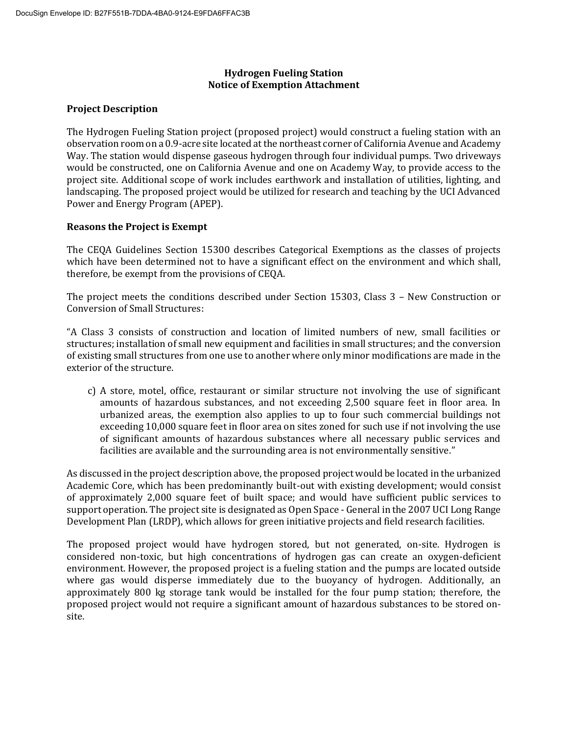## Hydrogen Fueling Station
## Notice of Exemption Attachment

### Project Description

The Hydrogen Fueling Station project (proposed project) would construct a fueling station with an observation room on a 0.9-acre site located at the northeast corner of California Avenue and Academy Way. The station would dispense gaseous hydrogen through four individual pumps. Two driveways would be constructed, one on California Avenue and one on Academy Way, to provide access to the project site. Additional scope of work includes earthwork and installation of utilities, lighting, and landscaping. The proposed project would be utilized for research and teaching by the UCI Advanced Power and Energy Program (APEP).

### Reasons the Project is Exempt

The CEQA Guidelines Section 15300 describes Categorical Exemptions as the classes of projects which have been determined not to have a significant effect on the environment and which shall, therefore, be exempt from the provisions of CEQA.

The project meets the conditions described under Section 15303, Class 3 – New Construction or Conversion of Small Structures:

"A Class 3 consists of construction and location of limited numbers of new, small facilities or structures; installation of small new equipment and facilities in small structures; and the conversion of existing small structures from one use to another where only minor modifications are made in the exterior of the structure.

c) A store, motel, office, restaurant or similar structure not involving the use of significant amounts of hazardous substances, and not exceeding 2,500 square feet in floor area. In urbanized areas, the exemption also applies to up to four such commercial buildings not exceeding 10,000 square feet in floor area on sites zoned for such use if not involving the use of significant amounts of hazardous substances where all necessary public services and facilities are available and the surrounding area is not environmentally sensitive."

As discussed in the project description above, the proposed project would be located in the urbanized Academic Core, which has been predominantly built-out with existing development; would consist of approximately 2,000 square feet of built space; and would have sufficient public services to support operation. The project site is designated as Open Space - General in the 2007 UCI Long Range Development Plan (LRDP), which allows for green initiative projects and field research facilities.

The proposed project would have hydrogen stored, but not generated, on-site. Hydrogen is considered non-toxic, but high concentrations of hydrogen gas can create an oxygen-deficient environment. However, the proposed project is a fueling station and the pumps are located outside where gas would disperse immediately due to the buoyancy of hydrogen. Additionally, an approximately 800 kg storage tank would be installed for the four pump station; therefore, the proposed project would not require a significant amount of hazardous substances to be stored on-site.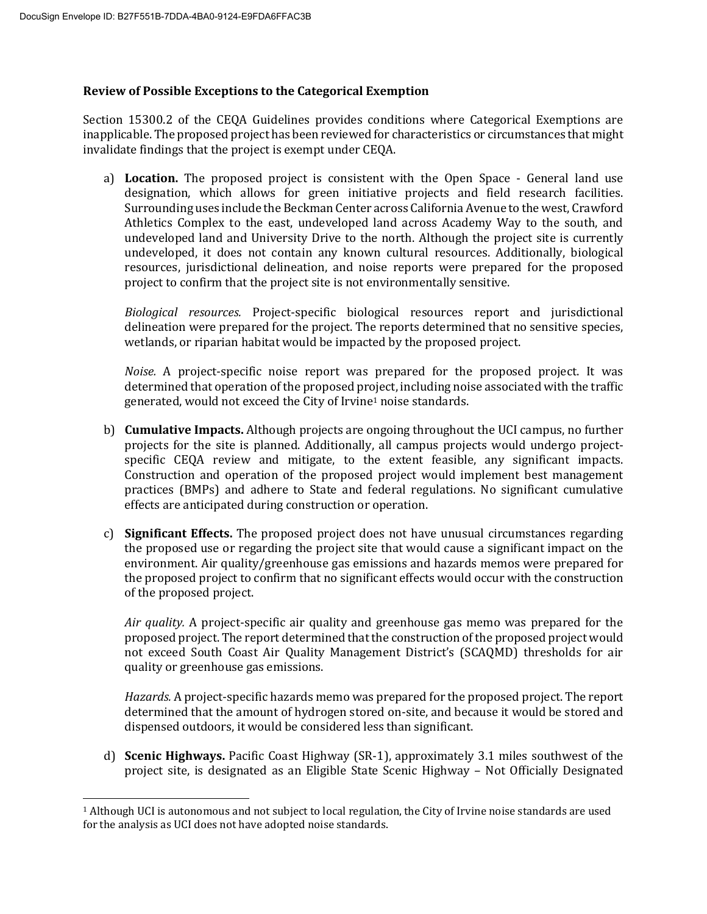**Review of Possible Exceptions to the Categorical Exemption**

Section 15300.2 of the CEQA Guidelines provides conditions where Categorical Exemptions are inapplicable. The proposed project has been reviewed for characteristics or circumstances that might invalidate findings that the project is exempt under CEQA.

a) **Location.** The proposed project is consistent with the Open Space - General land use designation, which allows for green initiative projects and field research facilities. Surrounding uses include the Beckman Center across California Avenue to the west, Crawford Athletics Complex to the east, undeveloped land across Academy Way to the south, and undeveloped land and University Drive to the north. Although the project site is currently undeveloped, it does not contain any known cultural resources. Additionally, biological resources, jurisdictional delineation, and noise reports were prepared for the proposed project to confirm that the project site is not environmentally sensitive.

   *Biological resources.* Project-specific biological resources report and jurisdictional delineation were prepared for the project. The reports determined that no sensitive species, wetlands, or riparian habitat would be impacted by the proposed project.

   *Noise.* A project-specific noise report was prepared for the proposed project. It was determined that operation of the proposed project, including noise associated with the traffic generated, would not exceed the City of Irvine[1] noise standards.

b) **Cumulative Impacts.** Although projects are ongoing throughout the UCI campus, no further projects for the site is planned. Additionally, all campus projects would undergo project-specific CEQA review and mitigate, to the extent feasible, any significant impacts. Construction and operation of the proposed project would implement best management practices (BMPs) and adhere to State and federal regulations. No significant cumulative effects are anticipated during construction or operation.

c) **Significant Effects.** The proposed project does not have unusual circumstances regarding the proposed use or regarding the project site that would cause a significant impact on the environment. Air quality/greenhouse gas emissions and hazards memos were prepared for the proposed project to confirm that no significant effects would occur with the construction of the proposed project.

   *Air quality.* A project-specific air quality and greenhouse gas memo was prepared for the proposed project. The report determined that the construction of the proposed project would not exceed South Coast Air Quality Management District's (SCAQMD) thresholds for air quality or greenhouse gas emissions.

   *Hazards.* A project-specific hazards memo was prepared for the proposed project. The report determined that the amount of hydrogen stored on-site, and because it would be stored and dispensed outdoors, it would be considered less than significant.

d) **Scenic Highways.** Pacific Coast Highway (SR-1), approximately 3.1 miles southwest of the project site, is designated as an Eligible State Scenic Highway – Not Officially Designated

[1] Although UCI is autonomous and not subject to local regulation, the City of Irvine noise standards are used for the analysis as UCI does not have adopted noise standards.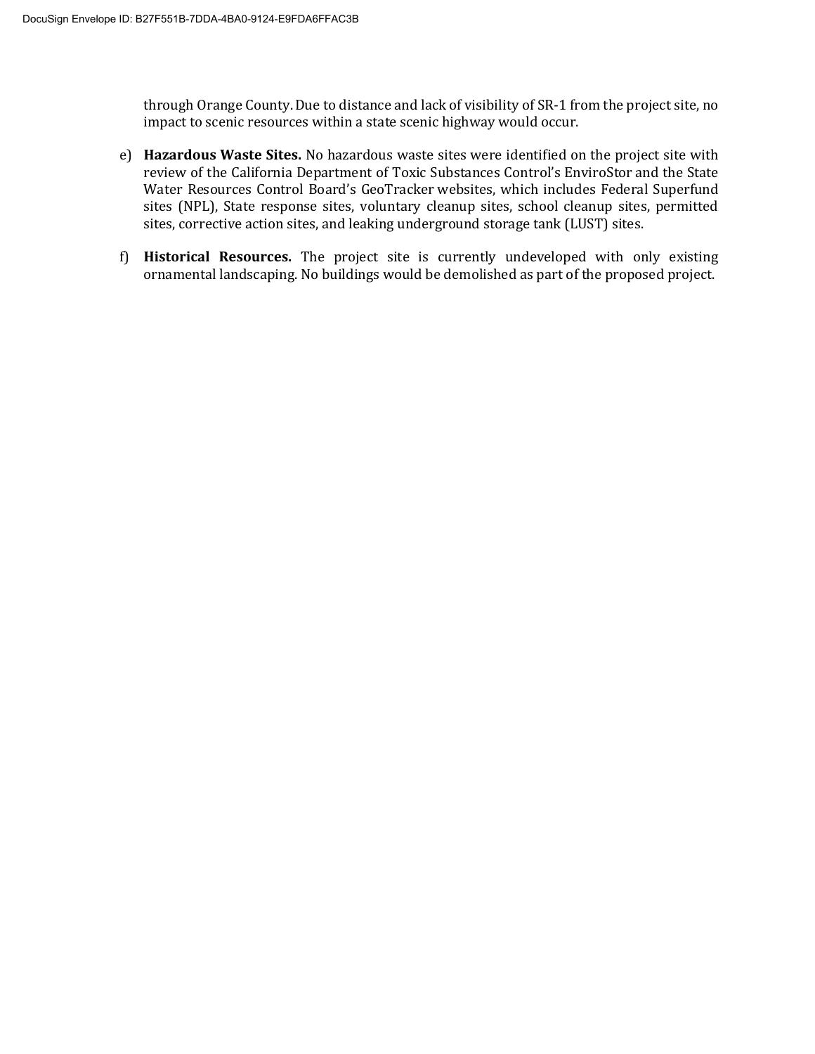through Orange County. Due to distance and lack of visibility of SR-1 from the project site, no impact to scenic resources within a state scenic highway would occur.

e) **Hazardous Waste Sites.** No hazardous waste sites were identified on the project site with review of the California Department of Toxic Substances Control's EnviroStor and the State Water Resources Control Board's GeoTracker websites, which includes Federal Superfund sites (NPL), State response sites, voluntary cleanup sites, school cleanup sites, permitted sites, corrective action sites, and leaking underground storage tank (LUST) sites.

f) **Historical Resources.** The project site is currently undeveloped with only existing ornamental landscaping. No buildings would be demolished as part of the proposed project.